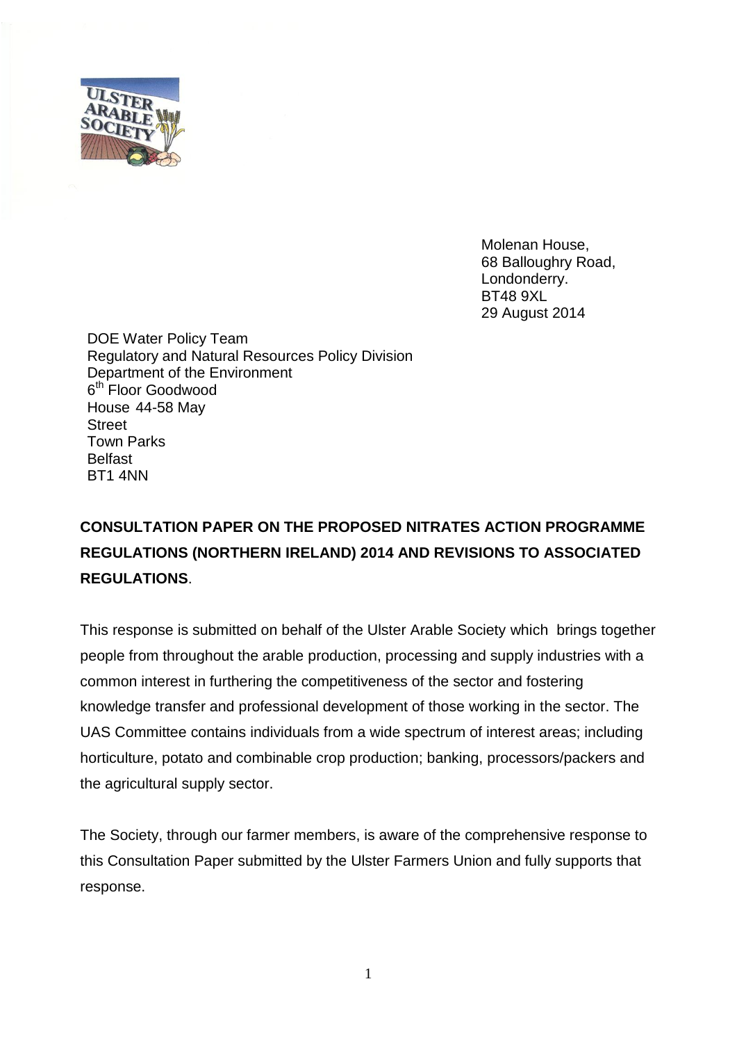Molenan House,
68 Balloughry Road,
Londonderry.
BT48 9XL
29 August 2014

DOE Water Policy Team
Regulatory and Natural Resources Policy Division
Department of the Environment
6th Floor Goodwood House 44-58 May Street
Town Parks
Belfast
BT1 4NN

**CONSULTATION PAPER ON THE PROPOSED NITRATES ACTION PROGRAMME REGULATIONS (NORTHERN IRELAND) 2014 AND REVISIONS TO ASSOCIATED REGULATIONS**.

This response is submitted on behalf of the Ulster Arable Society which brings together people from throughout the arable production, processing and supply industries with a common interest in furthering the competitiveness of the sector and fostering knowledge transfer and professional development of those working in the sector. The UAS Committee contains individuals from a wide spectrum of interest areas; including horticulture, potato and combinable crop production; banking, processors/packers and the agricultural supply sector.

The Society, through our farmer members, is aware of the comprehensive response to this Consultation Paper submitted by the Ulster Farmers Union and fully supports that response.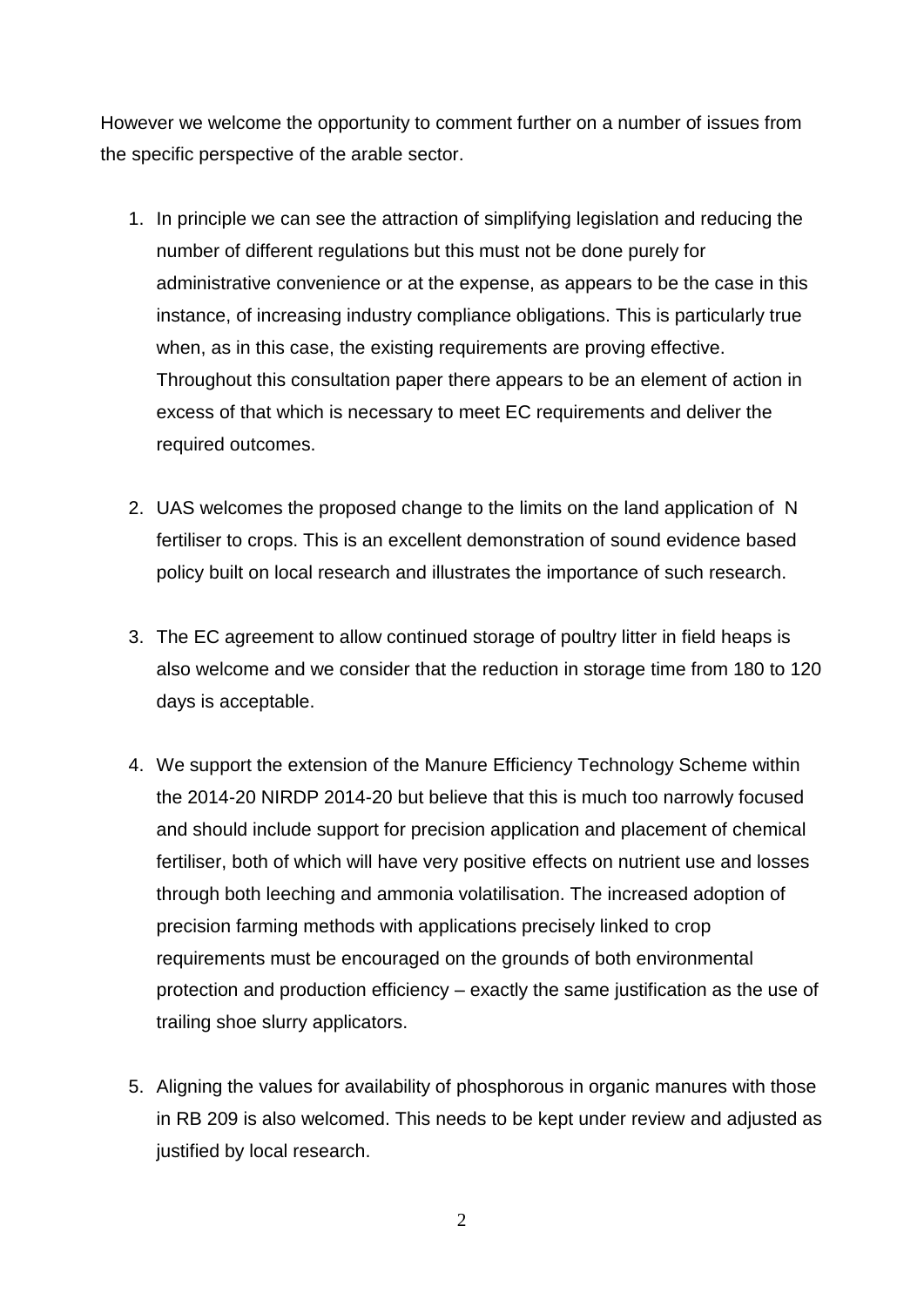However we welcome the opportunity to comment further on a number of issues from the specific perspective of the arable sector.

1. In principle we can see the attraction of simplifying legislation and reducing the number of different regulations but this must not be done purely for administrative convenience or at the expense, as appears to be the case in this instance, of increasing industry compliance obligations. This is particularly true when, as in this case, the existing requirements are proving effective. Throughout this consultation paper there appears to be an element of action in excess of that which is necessary to meet EC requirements and deliver the required outcomes.

2. UAS welcomes the proposed change to the limits on the land application of N fertiliser to crops. This is an excellent demonstration of sound evidence based policy built on local research and illustrates the importance of such research.

3. The EC agreement to allow continued storage of poultry litter in field heaps is also welcome and we consider that the reduction in storage time from 180 to 120 days is acceptable.

4. We support the extension of the Manure Efficiency Technology Scheme within the 2014-20 NIRDP 2014-20 but believe that this is much too narrowly focused and should include support for precision application and placement of chemical fertiliser, both of which will have very positive effects on nutrient use and losses through both leeching and ammonia volatilisation. The increased adoption of precision farming methods with applications precisely linked to crop requirements must be encouraged on the grounds of both environmental protection and production efficiency – exactly the same justification as the use of trailing shoe slurry applicators.

5. Aligning the values for availability of phosphorous in organic manures with those in RB 209 is also welcomed. This needs to be kept under review and adjusted as justified by local research.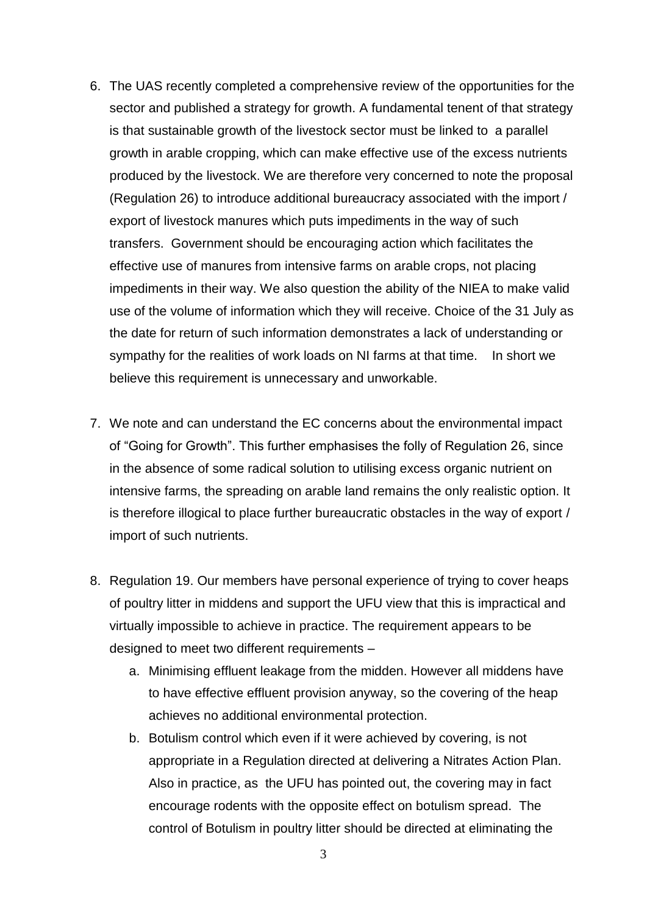6. The UAS recently completed a comprehensive review of the opportunities for the sector and published a strategy for growth. A fundamental tenent of that strategy is that sustainable growth of the livestock sector must be linked to a parallel growth in arable cropping, which can make effective use of the excess nutrients produced by the livestock. We are therefore very concerned to note the proposal (Regulation 26) to introduce additional bureaucracy associated with the import / export of livestock manures which puts impediments in the way of such transfers. Government should be encouraging action which facilitates the effective use of manures from intensive farms on arable crops, not placing impediments in their way. We also question the ability of the NIEA to make valid use of the volume of information which they will receive. Choice of the 31 July as the date for return of such information demonstrates a lack of understanding or sympathy for the realities of work loads on NI farms at that time. In short we believe this requirement is unnecessary and unworkable.

7. We note and can understand the EC concerns about the environmental impact of "Going for Growth". This further emphasises the folly of Regulation 26, since in the absence of some radical solution to utilising excess organic nutrient on intensive farms, the spreading on arable land remains the only realistic option. It is therefore illogical to place further bureaucratic obstacles in the way of export / import of such nutrients.

8. Regulation 19. Our members have personal experience of trying to cover heaps of poultry litter in middens and support the UFU view that this is impractical and virtually impossible to achieve in practice. The requirement appears to be designed to meet two different requirements –
    a. Minimising effluent leakage from the midden. However all middens have to have effective effluent provision anyway, so the covering of the heap achieves no additional environmental protection.
    b. Botulism control which even if it were achieved by covering, is not appropriate in a Regulation directed at delivering a Nitrates Action Plan. Also in practice, as the UFU has pointed out, the covering may in fact encourage rodents with the opposite effect on botulism spread. The control of Botulism in poultry litter should be directed at eliminating the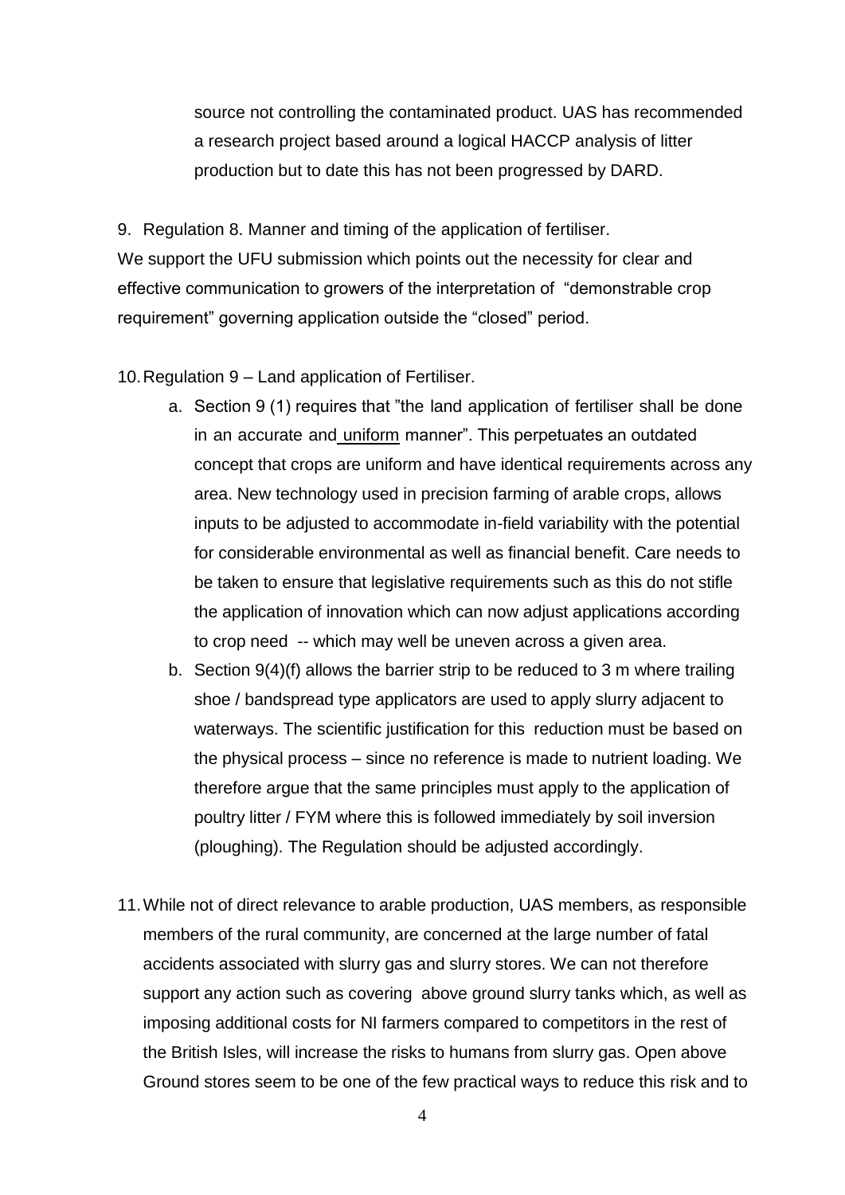source not controlling the contaminated product. UAS has recommended a research project based around a logical HACCP analysis of litter production but to date this has not been progressed by DARD.

9. Regulation 8. Manner and timing of the application of fertiliser.

We support the UFU submission which points out the necessity for clear and effective communication to growers of the interpretation of "demonstrable crop requirement" governing application outside the "closed" period.

10. Regulation 9 – Land application of Fertiliser.

   a. Section 9 (1) requires that "the land application of fertiliser shall be done in an accurate and <u>uniform</u> manner". This perpetuates an outdated concept that crops are uniform and have identical requirements across any area. New technology used in precision farming of arable crops, allows inputs to be adjusted to accommodate in-field variability with the potential for considerable environmental as well as financial benefit. Care needs to be taken to ensure that legislative requirements such as this do not stifle the application of innovation which can now adjust applications according to crop need -- which may well be uneven across a given area.

   b. Section 9(4)(f) allows the barrier strip to be reduced to 3 m where trailing shoe / bandspread type applicators are used to apply slurry adjacent to waterways. The scientific justification for this reduction must be based on the physical process – since no reference is made to nutrient loading. We therefore argue that the same principles must apply to the application of poultry litter / FYM where this is followed immediately by soil inversion (ploughing). The Regulation should be adjusted accordingly.

11. While not of direct relevance to arable production, UAS members, as responsible members of the rural community, are concerned at the large number of fatal accidents associated with slurry gas and slurry stores. We can not therefore support any action such as covering above ground slurry tanks which, as well as imposing additional costs for NI farmers compared to competitors in the rest of the British Isles, will increase the risks to humans from slurry gas. Open above Ground stores seem to be one of the few practical ways to reduce this risk and to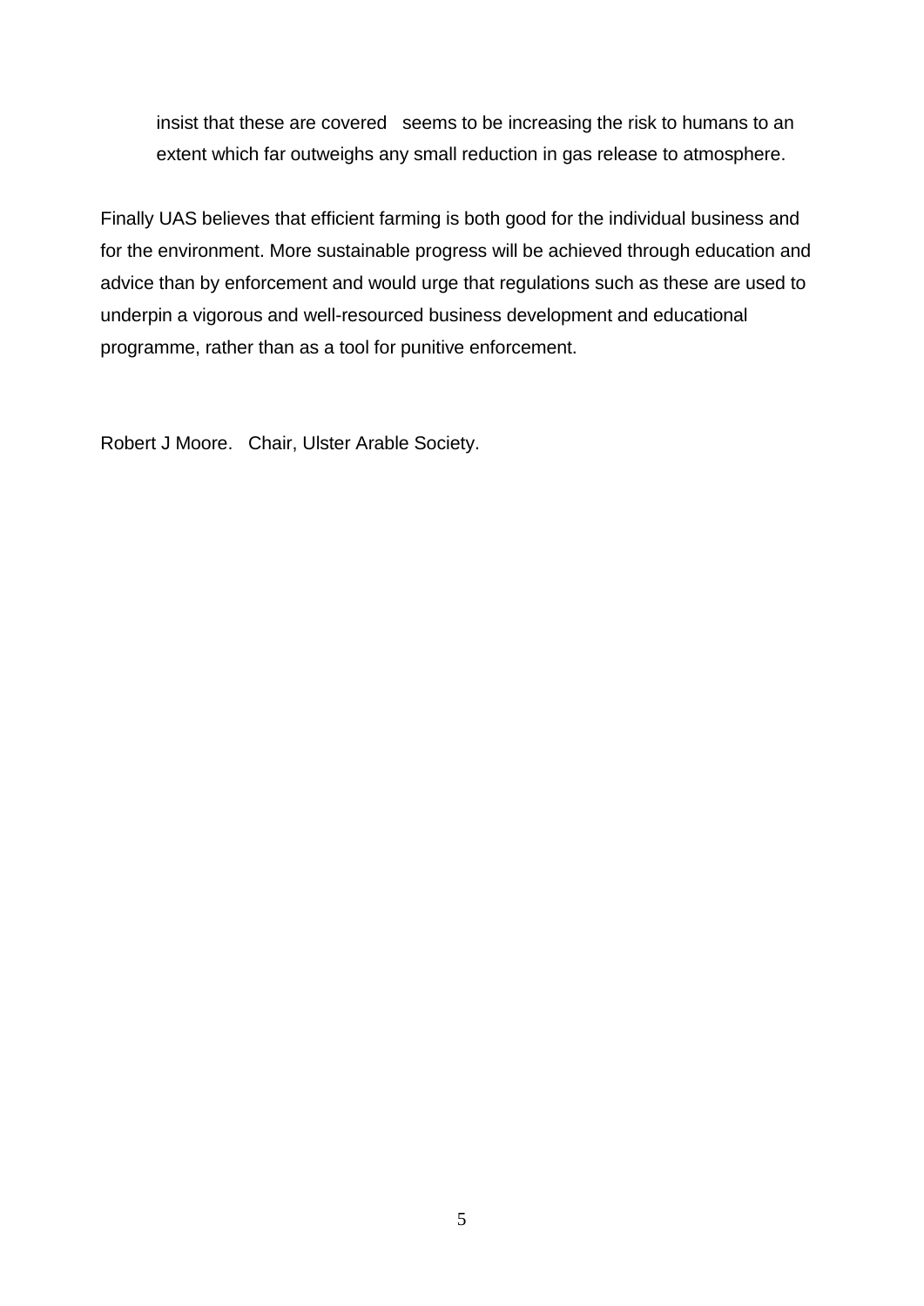insist that these are covered   seems to be increasing the risk to humans to an extent which far outweighs any small reduction in gas release to atmosphere.

Finally UAS believes that efficient farming is both good for the individual business and for the environment. More sustainable progress will be achieved through education and advice than by enforcement and would urge that regulations such as these are used to underpin a vigorous and well-resourced business development and educational programme, rather than as a tool for punitive enforcement.

Robert J Moore.   Chair, Ulster Arable Society.